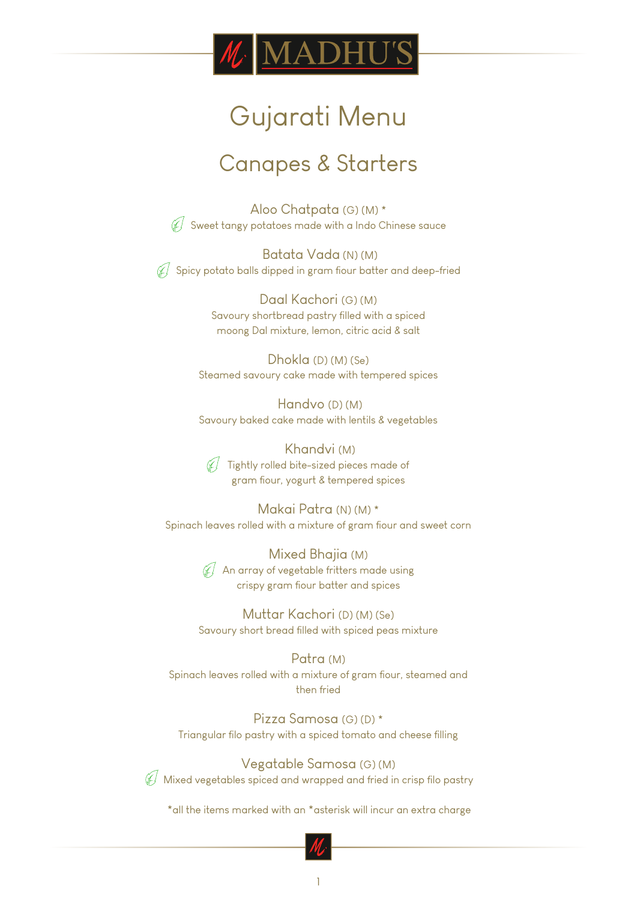# MADHU'S

# Gujarati Menu

## Canapes & Starters

**Aloo Chatpata** (G) (M) *
Sweet tangy potatoes made with a Indo Chinese sauce

**Batata Vada** (N) (M)
Spicy potato balls dipped in gram flour batter and deep-fried

**Daal Kachori** (G) (M)
Savoury shortbread pastry filled with a spiced moong Dal mixture, lemon, citric acid & salt

**Dhokla** (D) (M) (Se)
Steamed savoury cake made with tempered spices

**Handvo** (D) (M)
Savoury baked cake made with lentils & vegetables

**Khandvi** (M)
Tightly rolled bite-sized pieces made of gram flour, yogurt & tempered spices

**Makai Patra** (N) (M) *
Spinach leaves rolled with a mixture of gram flour and sweet corn

**Mixed Bhajia** (M)
An array of vegetable fritters made using crispy gram flour batter and spices

**Muttar Kachori** (D) (M) (Se)
Savoury short bread filled with spiced peas mixture

**Patra** (M)
Spinach leaves rolled with a mixture of gram flour, steamed and then fried

**Pizza Samosa** (G) (D) *
Triangular filo pastry with a spiced tomato and cheese filling

**Vegatable Samosa** (G) (M)
Mixed vegetables spiced and wrapped and fried in crisp filo pastry

*all the items marked with an *asterisk will incur an extra charge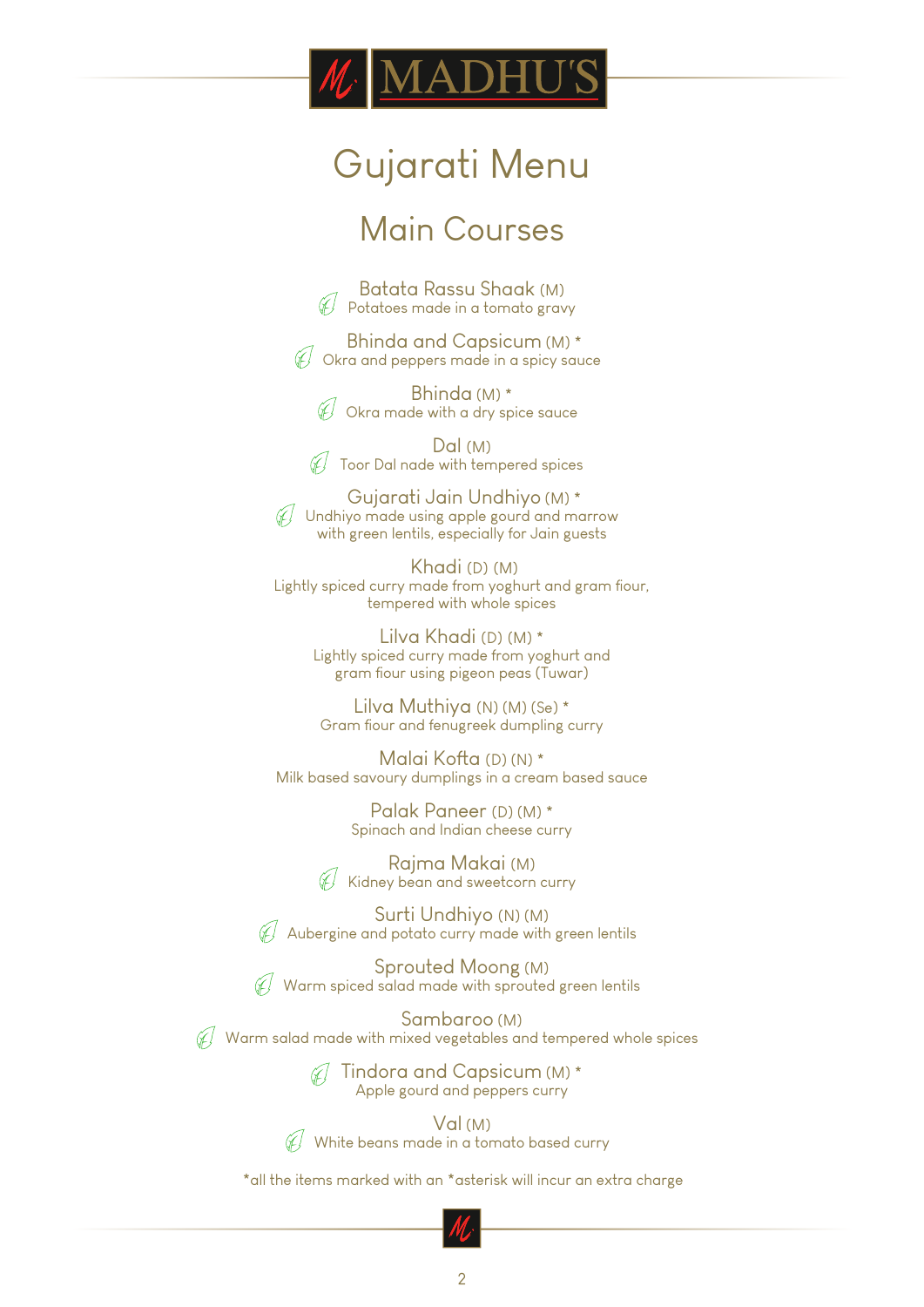# MADHU'S

# Gujarati Menu

## Main Courses

**Batata Rassu Shaak** (M)
Potatoes made in a tomato gravy

**Bhinda and Capsicum** (M) *
Okra and peppers made in a spicy sauce

**Bhinda** (M) *
Okra made with a dry spice sauce

**Dal** (M)
Toor Dal nade with tempered spices

**Gujarati Jain Undhiyo** (M) *
Undhiyo made using apple gourd and marrow with green lentils, especially for Jain guests

**Khadi** (D) (M)
Lightly spiced curry made from yoghurt and gram fiour, tempered with whole spices

**Lilva Khadi** (D) (M) *
Lightly spiced curry made from yoghurt and gram fiour using pigeon peas (Tuwar)

**Lilva Muthiya** (N) (M) (Se) *
Gram fiour and fenugreek dumpling curry

**Malai Kofta** (D) (N) *
Milk based savoury dumplings in a cream based sauce

**Palak Paneer** (D) (M) *
Spinach and Indian cheese curry

**Rajma Makai** (M)
Kidney bean and sweetcorn curry

**Surti Undhiyo** (N) (M)
Aubergine and potato curry made with green lentils

**Sprouted Moong** (M)
Warm spiced salad made with sprouted green lentils

**Sambaroo** (M)
Warm salad made with mixed vegetables and tempered whole spices

**Tindora and Capsicum** (M) *
Apple gourd and peppers curry

**Val** (M)
White beans made in a tomato based curry

*all the items marked with an *asterisk will incur an extra charge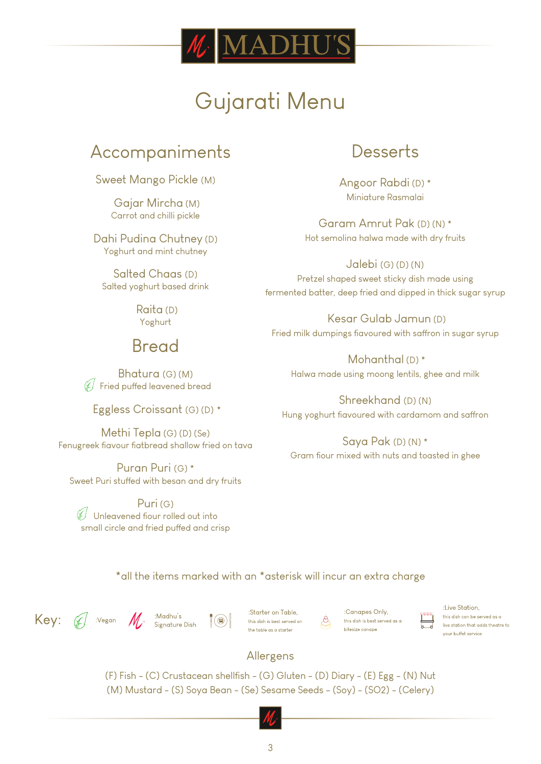# MADHU'S

# Gujarati Menu

## Accompaniments

Sweet Mango Pickle (M)

Gajar Mircha (M)
Carrot and chilli pickle

Dahi Pudina Chutney (D)
Yoghurt and mint chutney

Salted Chaas (D)
Salted yoghurt based drink

Raita (D)
Yoghurt

## Bread

Bhatura (G) (M)
Fried puffed leavened bread

Eggless Croissant (G) (D) *

Methi Tepla (G) (D) (Se)
Fenugreek flavour flatbread shallow fried on tava

Puran Puri (G) *
Sweet Puri stuffed with besan and dry fruits

Puri (G)
Unleavened flour rolled out into small circle and fried puffed and crisp

## Desserts

Angoor Rabdi (D) *
Miniature Rasmalai

Garam Amrut Pak (D) (N) *
Hot semolina halwa made with dry fruits

Jalebi (G) (D) (N)
Pretzel shaped sweet sticky dish made using fermented batter, deep fried and dipped in thick sugar syrup

Kesar Gulab Jamun (D)
Fried milk dumpings flavoured with saffron in sugar syrup

Mohanthal (D) *
Halwa made using moong lentils, ghee and milk

Shreekhand (D) (N)
Hung yoghurt flavoured with cardamom and saffron

Saya Pak (D) (N) *
Gram flour mixed with nuts and toasted in ghee

*all the items marked with an *asterisk will incur an extra charge

Key: :Vegan — :Madhu's Signature Dish — :Starter on Table, this dish is best served on the table as a starter — :Canapes Only, this dish is best served as a bitesize canape — :Live Station, this dish can be served as a live station that adds theatre to your buffet service

### Allergens

(F) Fish - (C) Crustacean shellfish - (G) Gluten - (D) Diary - (E) Egg - (N) Nut
(M) Mustard - (S) Soya Bean - (Se) Sesame Seeds - (Soy) - (SO2) - (Celery)